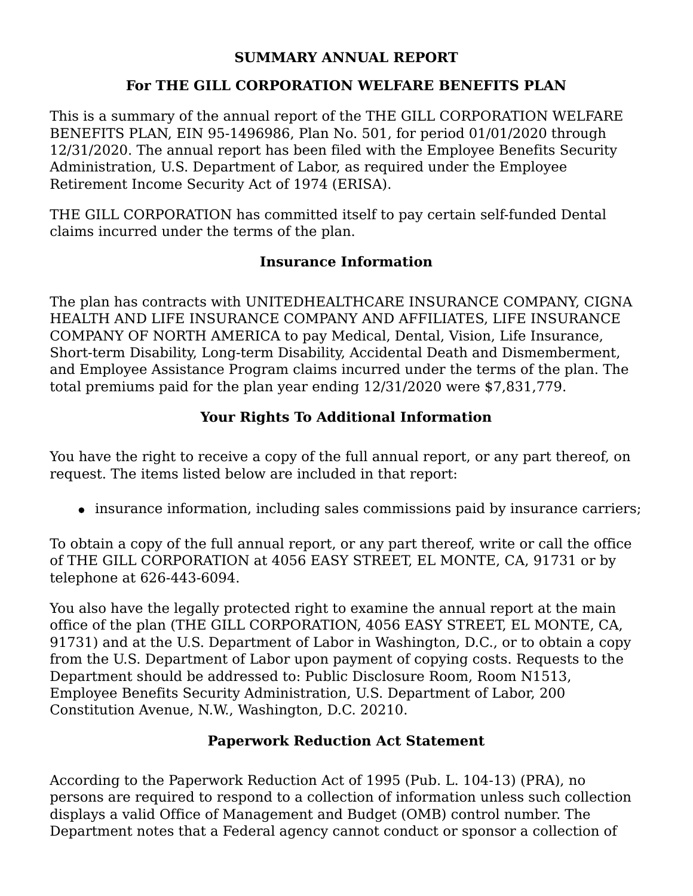# SUMMARY ANNUAL REPORT

## For THE GILL CORPORATION WELFARE BENEFITS PLAN

This is a summary of the annual report of the THE GILL CORPORATION WELFARE BENEFITS PLAN, EIN 95-1496986, Plan No. 501, for period 01/01/2020 through 12/31/2020. The annual report has been filed with the Employee Benefits Security Administration, U.S. Department of Labor, as required under the Employee Retirement Income Security Act of 1974 (ERISA).

THE GILL CORPORATION has committed itself to pay certain self-funded Dental claims incurred under the terms of the plan.

### Insurance Information

The plan has contracts with UNITEDHEALTHCARE INSURANCE COMPANY, CIGNA HEALTH AND LIFE INSURANCE COMPANY AND AFFILIATES, LIFE INSURANCE COMPANY OF NORTH AMERICA to pay Medical, Dental, Vision, Life Insurance, Short-term Disability, Long-term Disability, Accidental Death and Dismemberment, and Employee Assistance Program claims incurred under the terms of the plan. The total premiums paid for the plan year ending 12/31/2020 were $7,831,779.

### Your Rights To Additional Information

You have the right to receive a copy of the full annual report, or any part thereof, on request. The items listed below are included in that report:

- insurance information, including sales commissions paid by insurance carriers;

To obtain a copy of the full annual report, or any part thereof, write or call the office of THE GILL CORPORATION at 4056 EASY STREET, EL MONTE, CA, 91731 or by telephone at 626-443-6094.

You also have the legally protected right to examine the annual report at the main office of the plan (THE GILL CORPORATION, 4056 EASY STREET, EL MONTE, CA, 91731) and at the U.S. Department of Labor in Washington, D.C., or to obtain a copy from the U.S. Department of Labor upon payment of copying costs. Requests to the Department should be addressed to: Public Disclosure Room, Room N1513, Employee Benefits Security Administration, U.S. Department of Labor, 200 Constitution Avenue, N.W., Washington, D.C. 20210.

### Paperwork Reduction Act Statement

According to the Paperwork Reduction Act of 1995 (Pub. L. 104-13) (PRA), no persons are required to respond to a collection of information unless such collection displays a valid Office of Management and Budget (OMB) control number. The Department notes that a Federal agency cannot conduct or sponsor a collection of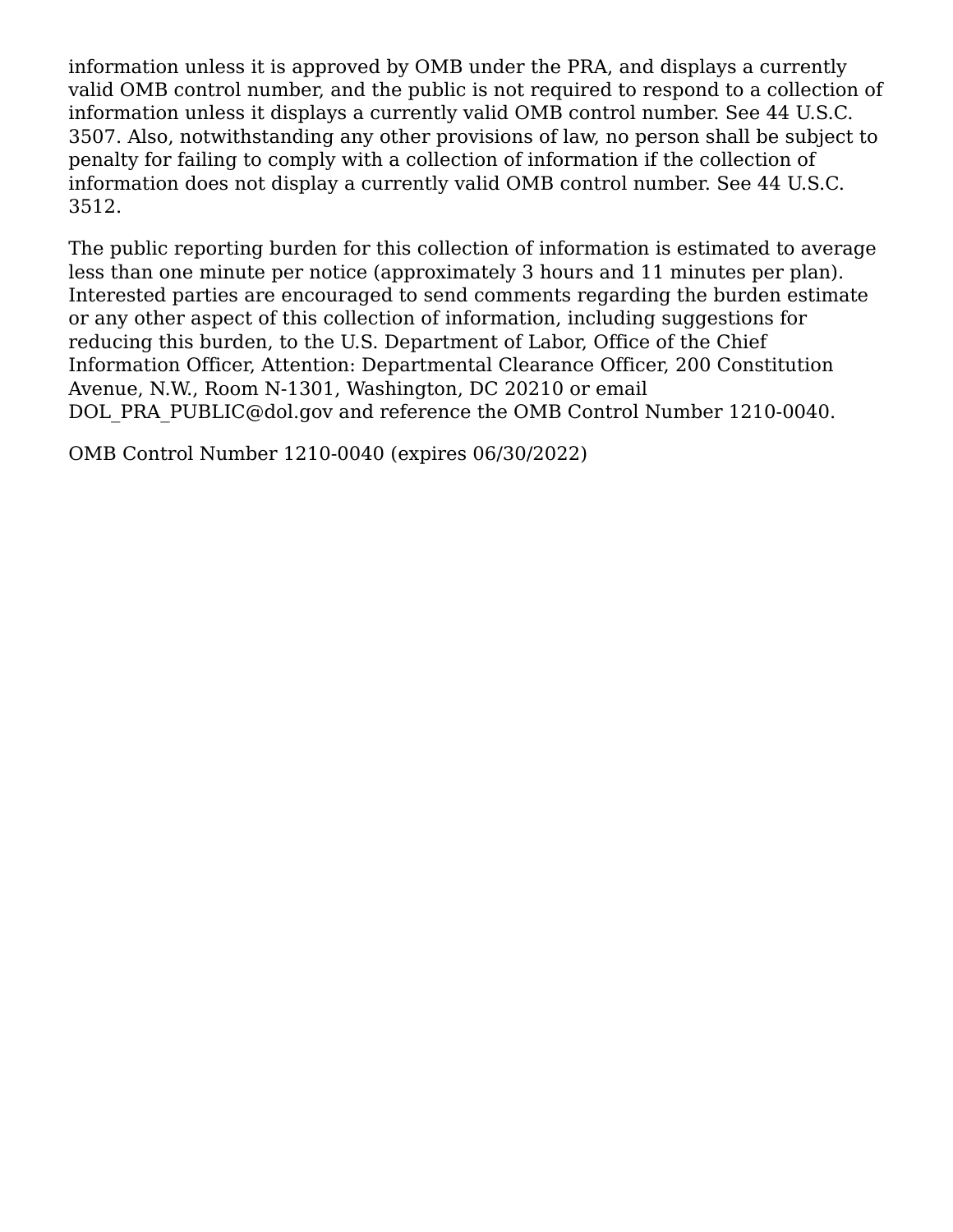information unless it is approved by OMB under the PRA, and displays a currently valid OMB control number, and the public is not required to respond to a collection of information unless it displays a currently valid OMB control number. See 44 U.S.C. 3507. Also, notwithstanding any other provisions of law, no person shall be subject to penalty for failing to comply with a collection of information if the collection of information does not display a currently valid OMB control number. See 44 U.S.C. 3512.

The public reporting burden for this collection of information is estimated to average less than one minute per notice (approximately 3 hours and 11 minutes per plan). Interested parties are encouraged to send comments regarding the burden estimate or any other aspect of this collection of information, including suggestions for reducing this burden, to the U.S. Department of Labor, Office of the Chief Information Officer, Attention: Departmental Clearance Officer, 200 Constitution Avenue, N.W., Room N-1301, Washington, DC 20210 or email DOL_PRA_PUBLIC@dol.gov and reference the OMB Control Number 1210-0040.

OMB Control Number 1210-0040 (expires 06/30/2022)